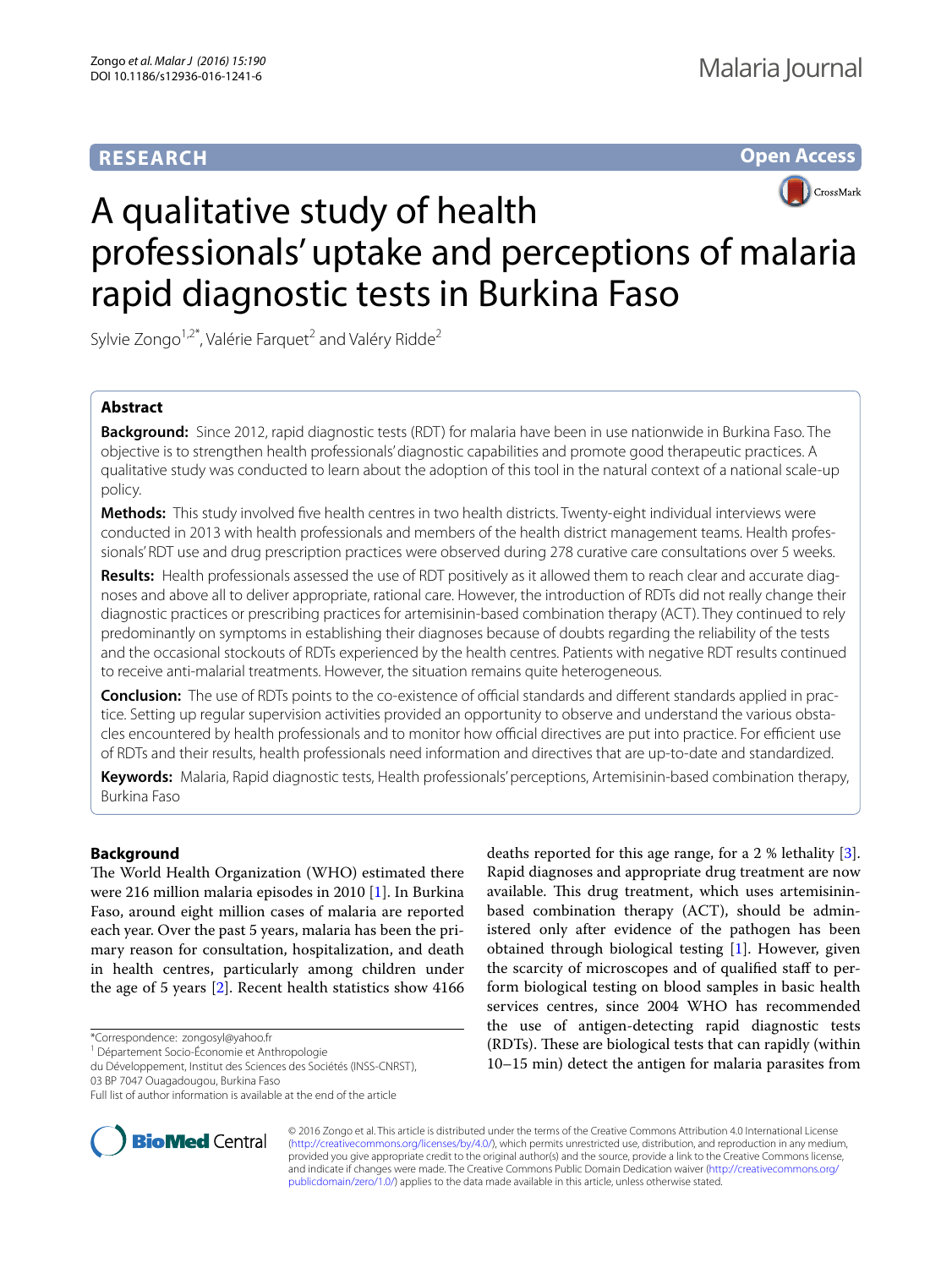RESEARCH

Open Access

# A qualitative study of health professionals' uptake and perceptions of malaria rapid diagnostic tests in Burkina Faso

Sylvie Zongo[1,2*], Valérie Farquet[2] and Valéry Ridde[2]

## Abstract

**Background:** Since 2012, rapid diagnostic tests (RDT) for malaria have been in use nationwide in Burkina Faso. The objective is to strengthen health professionals' diagnostic capabilities and promote good therapeutic practices. A qualitative study was conducted to learn about the adoption of this tool in the natural context of a national scale-up policy.

**Methods:** This study involved five health centres in two health districts. Twenty-eight individual interviews were conducted in 2013 with health professionals and members of the health district management teams. Health professionals' RDT use and drug prescription practices were observed during 278 curative care consultations over 5 weeks.

**Results:** Health professionals assessed the use of RDT positively as it allowed them to reach clear and accurate diagnoses and above all to deliver appropriate, rational care. However, the introduction of RDTs did not really change their diagnostic practices or prescribing practices for artemisinin-based combination therapy (ACT). They continued to rely predominantly on symptoms in establishing their diagnoses because of doubts regarding the reliability of the tests and the occasional stockouts of RDTs experienced by the health centres. Patients with negative RDT results continued to receive anti-malarial treatments. However, the situation remains quite heterogeneous.

**Conclusion:** The use of RDTs points to the co-existence of official standards and different standards applied in practice. Setting up regular supervision activities provided an opportunity to observe and understand the various obstacles encountered by health professionals and to monitor how official directives are put into practice. For efficient use of RDTs and their results, health professionals need information and directives that are up-to-date and standardized.

**Keywords:** Malaria, Rapid diagnostic tests, Health professionals' perceptions, Artemisinin-based combination therapy, Burkina Faso

## Background

The World Health Organization (WHO) estimated there were 216 million malaria episodes in 2010 [1]. In Burkina Faso, around eight million cases of malaria are reported each year. Over the past 5 years, malaria has been the primary reason for consultation, hospitalization, and death in health centres, particularly among children under the age of 5 years [2]. Recent health statistics show 4166 deaths reported for this age range, for a 2 % lethality [3]. Rapid diagnoses and appropriate drug treatment are now available. This drug treatment, which uses artemisinin-based combination therapy (ACT), should be administered only after evidence of the pathogen has been obtained through biological testing [1]. However, given the scarcity of microscopes and of qualified staff to perform biological testing on blood samples in basic health services centres, since 2004 WHO has recommended the use of antigen-detecting rapid diagnostic tests (RDTs). These are biological tests that can rapidly (within 10–15 min) detect the antigen for malaria parasites from

*Correspondence: zongosyl@yahoo.fr
[1] Département Socio-Économie et Anthropologie du Développement, Institut des Sciences des Sociétés (INSS-CNRST), 03 BP 7047 Ouagadougou, Burkina Faso
Full list of author information is available at the end of the article

© 2016 Zongo et al. This article is distributed under the terms of the Creative Commons Attribution 4.0 International License (http://creativecommons.org/licenses/by/4.0/), which permits unrestricted use, distribution, and reproduction in any medium, provided you give appropriate credit to the original author(s) and the source, provide a link to the Creative Commons license, and indicate if changes were made. The Creative Commons Public Domain Dedication waiver (http://creativecommons.org/publicdomain/zero/1.0/) applies to the data made available in this article, unless otherwise stated.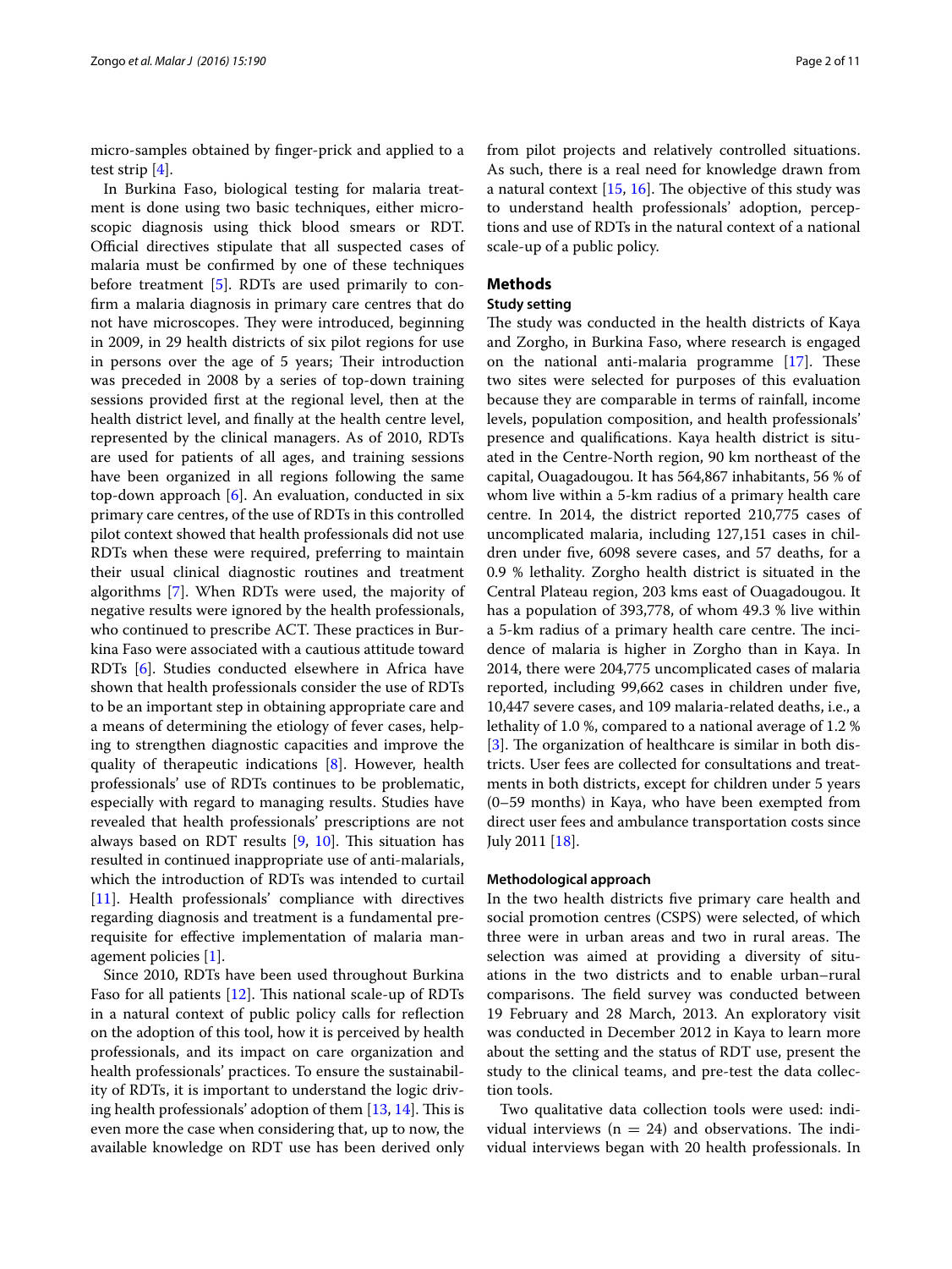micro-samples obtained by finger-prick and applied to a test strip [4].

In Burkina Faso, biological testing for malaria treatment is done using two basic techniques, either microscopic diagnosis using thick blood smears or RDT. Official directives stipulate that all suspected cases of malaria must be confirmed by one of these techniques before treatment [5]. RDTs are used primarily to confirm a malaria diagnosis in primary care centres that do not have microscopes. They were introduced, beginning in 2009, in 29 health districts of six pilot regions for use in persons over the age of 5 years; Their introduction was preceded in 2008 by a series of top-down training sessions provided first at the regional level, then at the health district level, and finally at the health centre level, represented by the clinical managers. As of 2010, RDTs are used for patients of all ages, and training sessions have been organized in all regions following the same top-down approach [6]. An evaluation, conducted in six primary care centres, of the use of RDTs in this controlled pilot context showed that health professionals did not use RDTs when these were required, preferring to maintain their usual clinical diagnostic routines and treatment algorithms [7]. When RDTs were used, the majority of negative results were ignored by the health professionals, who continued to prescribe ACT. These practices in Burkina Faso were associated with a cautious attitude toward RDTs [6]. Studies conducted elsewhere in Africa have shown that health professionals consider the use of RDTs to be an important step in obtaining appropriate care and a means of determining the etiology of fever cases, helping to strengthen diagnostic capacities and improve the quality of therapeutic indications [8]. However, health professionals' use of RDTs continues to be problematic, especially with regard to managing results. Studies have revealed that health professionals' prescriptions are not always based on RDT results [9, 10]. This situation has resulted in continued inappropriate use of anti-malarials, which the introduction of RDTs was intended to curtail [11]. Health professionals' compliance with directives regarding diagnosis and treatment is a fundamental prerequisite for effective implementation of malaria management policies [1].

Since 2010, RDTs have been used throughout Burkina Faso for all patients [12]. This national scale-up of RDTs in a natural context of public policy calls for reflection on the adoption of this tool, how it is perceived by health professionals, and its impact on care organization and health professionals' practices. To ensure the sustainability of RDTs, it is important to understand the logic driving health professionals' adoption of them [13, 14]. This is even more the case when considering that, up to now, the available knowledge on RDT use has been derived only from pilot projects and relatively controlled situations. As such, there is a real need for knowledge drawn from a natural context [15, 16]. The objective of this study was to understand health professionals' adoption, perceptions and use of RDTs in the natural context of a national scale-up of a public policy.

## Methods

### Study setting

The study was conducted in the health districts of Kaya and Zorgho, in Burkina Faso, where research is engaged on the national anti-malaria programme [17]. These two sites were selected for purposes of this evaluation because they are comparable in terms of rainfall, income levels, population composition, and health professionals' presence and qualifications. Kaya health district is situated in the Centre-North region, 90 km northeast of the capital, Ouagadougou. It has 564,867 inhabitants, 56 % of whom live within a 5-km radius of a primary health care centre. In 2014, the district reported 210,775 cases of uncomplicated malaria, including 127,151 cases in children under five, 6098 severe cases, and 57 deaths, for a 0.9 % lethality. Zorgho health district is situated in the Central Plateau region, 203 kms east of Ouagadougou. It has a population of 393,778, of whom 49.3 % live within a 5-km radius of a primary health care centre. The incidence of malaria is higher in Zorgho than in Kaya. In 2014, there were 204,775 uncomplicated cases of malaria reported, including 99,662 cases in children under five, 10,447 severe cases, and 109 malaria-related deaths, i.e., a lethality of 1.0 %, compared to a national average of 1.2 % [3]. The organization of healthcare is similar in both districts. User fees are collected for consultations and treatments in both districts, except for children under 5 years (0–59 months) in Kaya, who have been exempted from direct user fees and ambulance transportation costs since July 2011 [18].

### Methodological approach

In the two health districts five primary care health and social promotion centres (CSPS) were selected, of which three were in urban areas and two in rural areas. The selection was aimed at providing a diversity of situations in the two districts and to enable urban–rural comparisons. The field survey was conducted between 19 February and 28 March, 2013. An exploratory visit was conducted in December 2012 in Kaya to learn more about the setting and the status of RDT use, present the study to the clinical teams, and pre-test the data collection tools.

Two qualitative data collection tools were used: individual interviews ($n = 24$) and observations. The individual interviews began with 20 health professionals. In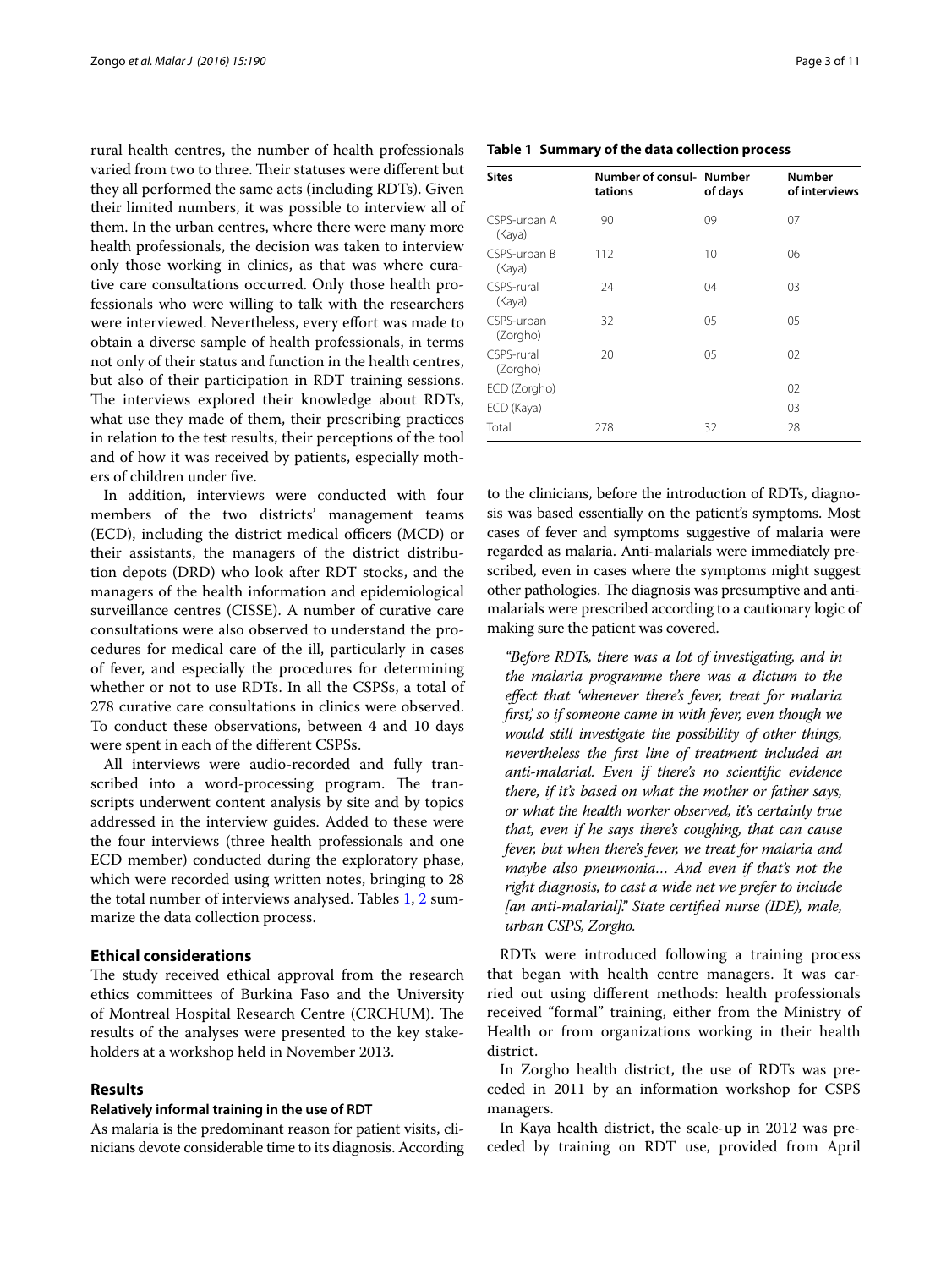rural health centres, the number of health professionals varied from two to three. Their statuses were different but they all performed the same acts (including RDTs). Given their limited numbers, it was possible to interview all of them. In the urban centres, where there were many more health professionals, the decision was taken to interview only those working in clinics, as that was where curative care consultations occurred. Only those health professionals who were willing to talk with the researchers were interviewed. Nevertheless, every effort was made to obtain a diverse sample of health professionals, in terms not only of their status and function in the health centres, but also of their participation in RDT training sessions. The interviews explored their knowledge about RDTs, what use they made of them, their prescribing practices in relation to the test results, their perceptions of the tool and of how it was received by patients, especially mothers of children under five.

In addition, interviews were conducted with four members of the two districts' management teams (ECD), including the district medical officers (MCD) or their assistants, the managers of the district distribution depots (DRD) who look after RDT stocks, and the managers of the health information and epidemiological surveillance centres (CISSE). A number of curative care consultations were also observed to understand the procedures for medical care of the ill, particularly in cases of fever, and especially the procedures for determining whether or not to use RDTs. In all the CSPSs, a total of 278 curative care consultations in clinics were observed. To conduct these observations, between 4 and 10 days were spent in each of the different CSPSs.

All interviews were audio-recorded and fully transcribed into a word-processing program. The transcripts underwent content analysis by site and by topics addressed in the interview guides. Added to these were the four interviews (three health professionals and one ECD member) conducted during the exploratory phase, which were recorded using written notes, bringing to 28 the total number of interviews analysed. Tables 1, 2 summarize the data collection process.

**Table 1 Summary of the data collection process**

| Sites | Number of consultations | Number of days | Number of interviews |
|---|---|---|---|
| CSPS-urban A (Kaya) | 90 | 09 | 07 |
| CSPS-urban B (Kaya) | 112 | 10 | 06 |
| CSPS-rural (Kaya) | 24 | 04 | 03 |
| CSPS-urban (Zorgho) | 32 | 05 | 05 |
| CSPS-rural (Zorgho) | 20 | 05 | 02 |
| ECD (Zorgho) | | | 02 |
| ECD (Kaya) | | | 03 |
| Total | 278 | 32 | 28 |

## Ethical considerations

The study received ethical approval from the research ethics committees of Burkina Faso and the University of Montreal Hospital Research Centre (CRCHUM). The results of the analyses were presented to the key stakeholders at a workshop held in November 2013.

## Results

### Relatively informal training in the use of RDT

As malaria is the predominant reason for patient visits, clinicians devote considerable time to its diagnosis. According to the clinicians, before the introduction of RDTs, diagnosis was based essentially on the patient's symptoms. Most cases of fever and symptoms suggestive of malaria were regarded as malaria. Anti-malarials were immediately prescribed, even in cases where the symptoms might suggest other pathologies. The diagnosis was presumptive and anti-malarials were prescribed according to a cautionary logic of making sure the patient was covered.

> *"Before RDTs, there was a lot of investigating, and in the malaria programme there was a dictum to the effect that 'whenever there's fever, treat for malaria first,' so if someone came in with fever, even though we would still investigate the possibility of other things, nevertheless the first line of treatment included an anti-malarial. Even if there's no scientific evidence there, if it's based on what the mother or father says, or what the health worker observed, it's certainly true that, even if he says there's coughing, that can cause fever, but when there's fever, we treat for malaria and maybe also pneumonia… And even if that's not the right diagnosis, to cast a wide net we prefer to include [an anti-malarial]." State certified nurse (IDE), male, urban CSPS, Zorgho.*

RDTs were introduced following a training process that began with health centre managers. It was carried out using different methods: health professionals received "formal" training, either from the Ministry of Health or from organizations working in their health district.

In Zorgho health district, the use of RDTs was preceded in 2011 by an information workshop for CSPS managers.

In Kaya health district, the scale-up in 2012 was preceded by training on RDT use, provided from April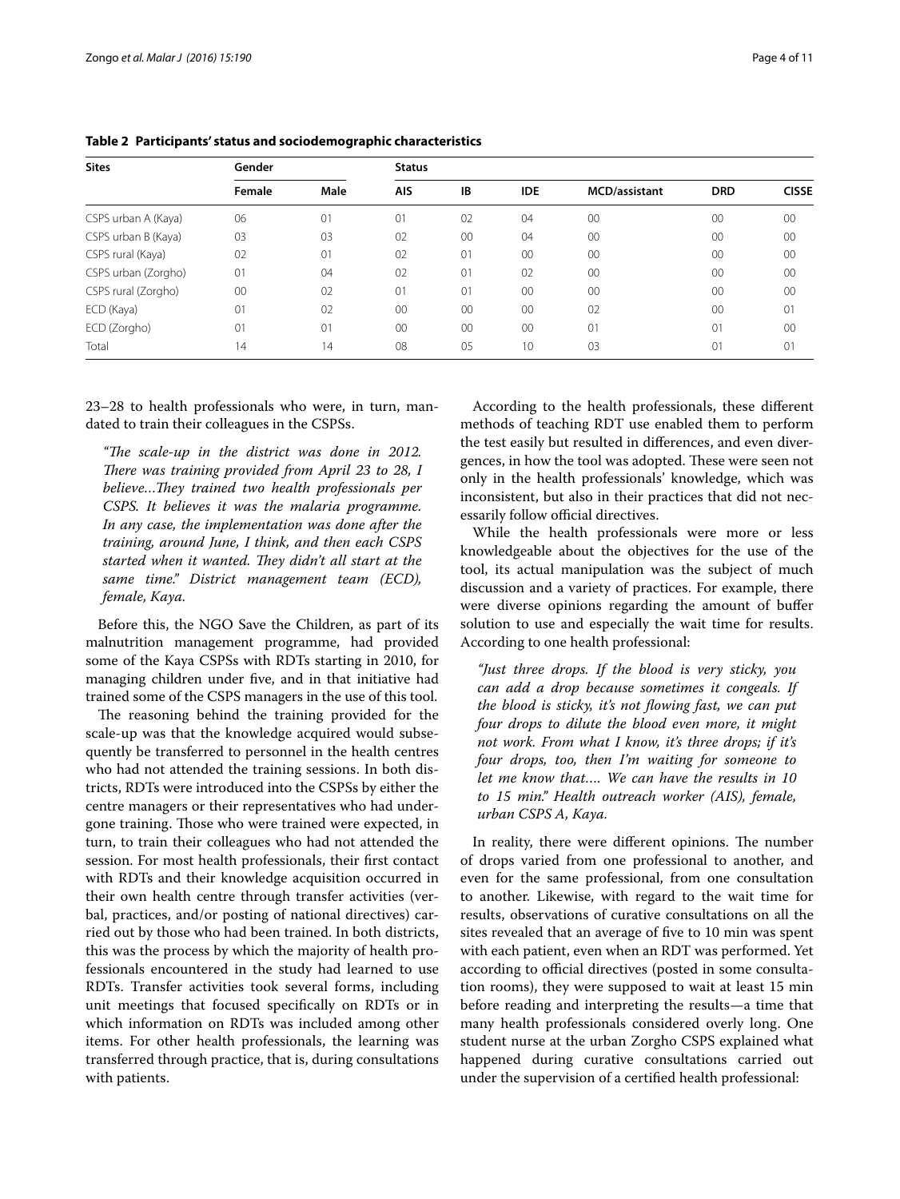**Table 2 Participants' status and sociodemographic characteristics**

| Sites | Gender | | Status | | | | | |
|---|---|---|---|---|---|---|---|---|
| | Female | Male | AIS | IB | IDE | MCD/assistant | DRD | CISSE |
| CSPS urban A (Kaya) | 06 | 01 | 01 | 02 | 04 | 00 | 00 | 00 |
| CSPS urban B (Kaya) | 03 | 03 | 02 | 00 | 04 | 00 | 00 | 00 |
| CSPS rural (Kaya) | 02 | 01 | 02 | 01 | 00 | 00 | 00 | 00 |
| CSPS urban (Zorgho) | 01 | 04 | 02 | 01 | 02 | 00 | 00 | 00 |
| CSPS rural (Zorgho) | 00 | 02 | 01 | 01 | 00 | 00 | 00 | 00 |
| ECD (Kaya) | 01 | 02 | 00 | 00 | 00 | 02 | 00 | 01 |
| ECD (Zorgho) | 01 | 01 | 00 | 00 | 00 | 01 | 01 | 00 |
| Total | 14 | 14 | 08 | 05 | 10 | 03 | 01 | 01 |

23–28 to health professionals who were, in turn, mandated to train their colleagues in the CSPSs.

> *"The scale-up in the district was done in 2012. There was training provided from April 23 to 28, I believe…They trained two health professionals per CSPS. It believes it was the malaria programme. In any case, the implementation was done after the training, around June, I think, and then each CSPS started when it wanted. They didn't all start at the same time." District management team (ECD), female, Kaya.*

Before this, the NGO Save the Children, as part of its malnutrition management programme, had provided some of the Kaya CSPSs with RDTs starting in 2010, for managing children under five, and in that initiative had trained some of the CSPS managers in the use of this tool.

The reasoning behind the training provided for the scale-up was that the knowledge acquired would subsequently be transferred to personnel in the health centres who had not attended the training sessions. In both districts, RDTs were introduced into the CSPSs by either the centre managers or their representatives who had undergone training. Those who were trained were expected, in turn, to train their colleagues who had not attended the session. For most health professionals, their first contact with RDTs and their knowledge acquisition occurred in their own health centre through transfer activities (verbal, practices, and/or posting of national directives) carried out by those who had been trained. In both districts, this was the process by which the majority of health professionals encountered in the study had learned to use RDTs. Transfer activities took several forms, including unit meetings that focused specifically on RDTs or in which information on RDTs was included among other items. For other health professionals, the learning was transferred through practice, that is, during consultations with patients.

According to the health professionals, these different methods of teaching RDT use enabled them to perform the test easily but resulted in differences, and even divergences, in how the tool was adopted. These were seen not only in the health professionals' knowledge, which was inconsistent, but also in their practices that did not necessarily follow official directives.

While the health professionals were more or less knowledgeable about the objectives for the use of the tool, its actual manipulation was the subject of much discussion and a variety of practices. For example, there were diverse opinions regarding the amount of buffer solution to use and especially the wait time for results. According to one health professional:

> *"Just three drops. If the blood is very sticky, you can add a drop because sometimes it congeals. If the blood is sticky, it's not flowing fast, we can put four drops to dilute the blood even more, it might not work. From what I know, it's three drops; if it's four drops, too, then I'm waiting for someone to let me know that…. We can have the results in 10 to 15 min." Health outreach worker (AIS), female, urban CSPS A, Kaya.*

In reality, there were different opinions. The number of drops varied from one professional to another, and even for the same professional, from one consultation to another. Likewise, with regard to the wait time for results, observations of curative consultations on all the sites revealed that an average of five to 10 min was spent with each patient, even when an RDT was performed. Yet according to official directives (posted in some consultation rooms), they were supposed to wait at least 15 min before reading and interpreting the results—a time that many health professionals considered overly long. One student nurse at the urban Zorgho CSPS explained what happened during curative consultations carried out under the supervision of a certified health professional: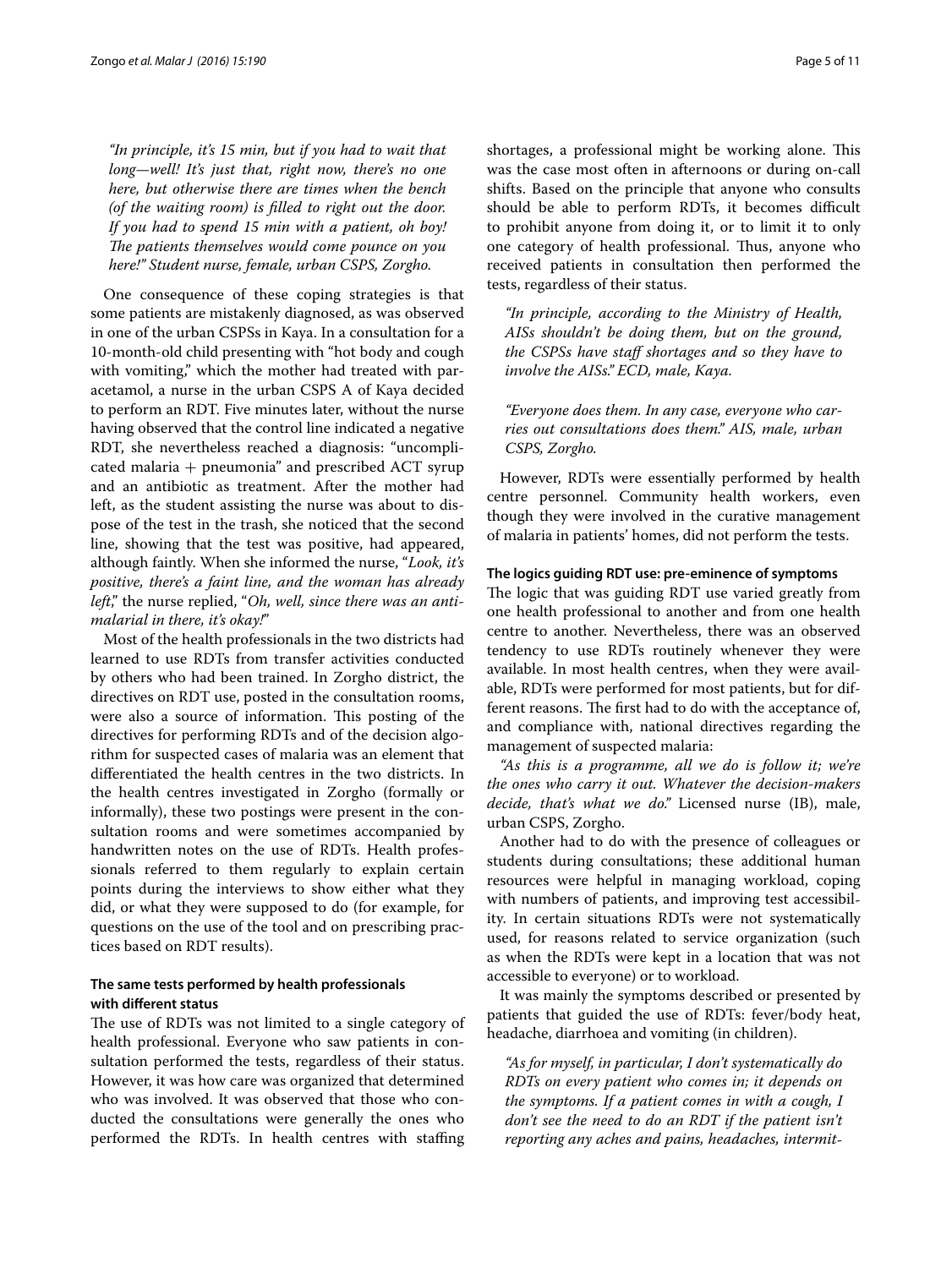*"In principle, it's 15 min, but if you had to wait that long—well! It's just that, right now, there's no one here, but otherwise there are times when the bench (of the waiting room) is filled to right out the door. If you had to spend 15 min with a patient, oh boy! The patients themselves would come pounce on you here!" Student nurse, female, urban CSPS, Zorgho.*

One consequence of these coping strategies is that some patients are mistakenly diagnosed, as was observed in one of the urban CSPSs in Kaya. In a consultation for a 10-month-old child presenting with "hot body and cough with vomiting," which the mother had treated with paracetamol, a nurse in the urban CSPS A of Kaya decided to perform an RDT. Five minutes later, without the nurse having observed that the control line indicated a negative RDT, she nevertheless reached a diagnosis: "uncomplicated malaria + pneumonia" and prescribed ACT syrup and an antibiotic as treatment. After the mother had left, as the student assisting the nurse was about to dispose of the test in the trash, she noticed that the second line, showing that the test was positive, had appeared, although faintly. When she informed the nurse, "*Look, it's positive, there's a faint line, and the woman has already left*," the nurse replied, "*Oh, well, since there was an antimalarial in there, it's okay!*"

Most of the health professionals in the two districts had learned to use RDTs from transfer activities conducted by others who had been trained. In Zorgho district, the directives on RDT use, posted in the consultation rooms, were also a source of information. This posting of the directives for performing RDTs and of the decision algorithm for suspected cases of malaria was an element that differentiated the health centres in the two districts. In the health centres investigated in Zorgho (formally or informally), these two postings were present in the consultation rooms and were sometimes accompanied by handwritten notes on the use of RDTs. Health professionals referred to them regularly to explain certain points during the interviews to show either what they did, or what they were supposed to do (for example, for questions on the use of the tool and on prescribing practices based on RDT results).

#### The same tests performed by health professionals with different status

The use of RDTs was not limited to a single category of health professional. Everyone who saw patients in consultation performed the tests, regardless of their status. However, it was how care was organized that determined who was involved. It was observed that those who conducted the consultations were generally the ones who performed the RDTs. In health centres with staffing shortages, a professional might be working alone. This was the case most often in afternoons or during on-call shifts. Based on the principle that anyone who consults should be able to perform RDTs, it becomes difficult to prohibit anyone from doing it, or to limit it to only one category of health professional. Thus, anyone who received patients in consultation then performed the tests, regardless of their status.

*"In principle, according to the Ministry of Health, AISs shouldn't be doing them, but on the ground, the CSPSs have staff shortages and so they have to involve the AISs." ECD, male, Kaya.*

*"Everyone does them. In any case, everyone who carries out consultations does them." AIS, male, urban CSPS, Zorgho.*

However, RDTs were essentially performed by health centre personnel. Community health workers, even though they were involved in the curative management of malaria in patients' homes, did not perform the tests.

#### The logics guiding RDT use: pre-eminence of symptoms

The logic that was guiding RDT use varied greatly from one health professional to another and from one health centre to another. Nevertheless, there was an observed tendency to use RDTs routinely whenever they were available. In most health centres, when they were available, RDTs were performed for most patients, but for different reasons. The first had to do with the acceptance of, and compliance with, national directives regarding the management of suspected malaria:

*"As this is a programme, all we do is follow it; we're the ones who carry it out. Whatever the decision-makers decide, that's what we do."* Licensed nurse (IB), male, urban CSPS, Zorgho.

Another had to do with the presence of colleagues or students during consultations; these additional human resources were helpful in managing workload, coping with numbers of patients, and improving test accessibility. In certain situations RDTs were not systematically used, for reasons related to service organization (such as when the RDTs were kept in a location that was not accessible to everyone) or to workload.

It was mainly the symptoms described or presented by patients that guided the use of RDTs: fever/body heat, headache, diarrhoea and vomiting (in children).

*"As for myself, in particular, I don't systematically do RDTs on every patient who comes in; it depends on the symptoms. If a patient comes in with a cough, I don't see the need to do an RDT if the patient isn't reporting any aches and pains, headaches, intermit-*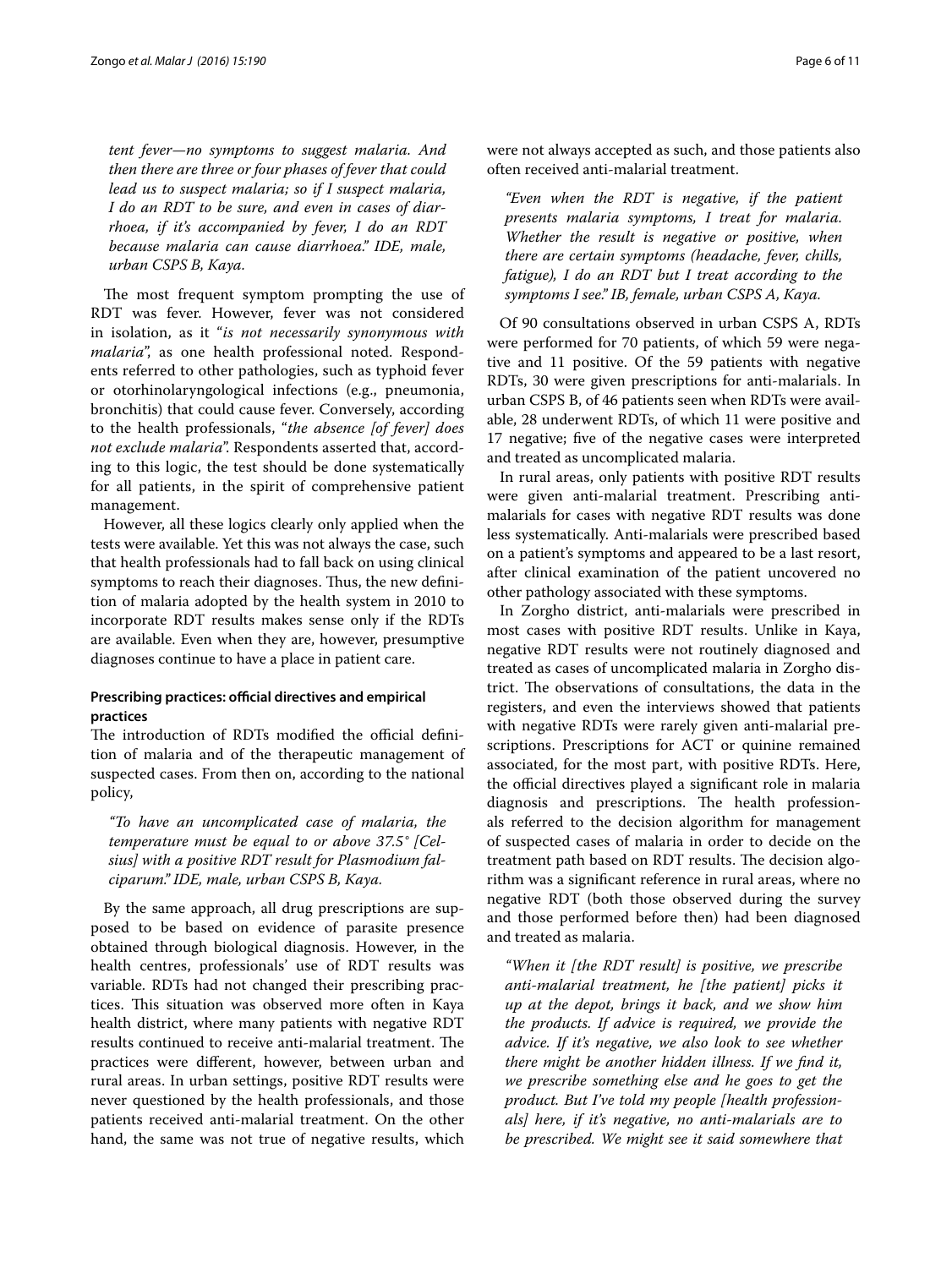*tent fever—no symptoms to suggest malaria. And then there are three or four phases of fever that could lead us to suspect malaria; so if I suspect malaria, I do an RDT to be sure, and even in cases of diarrhoea, if it's accompanied by fever, I do an RDT because malaria can cause diarrhoea." IDE, male, urban CSPS B, Kaya.*

The most frequent symptom prompting the use of RDT was fever. However, fever was not considered in isolation, as it "*is not necessarily synonymous with malaria*", as one health professional noted. Respondents referred to other pathologies, such as typhoid fever or otorhinolaryngological infections (e.g., pneumonia, bronchitis) that could cause fever. Conversely, according to the health professionals, "*the absence [of fever] does not exclude malaria*". Respondents asserted that, according to this logic, the test should be done systematically for all patients, in the spirit of comprehensive patient management.

However, all these logics clearly only applied when the tests were available. Yet this was not always the case, such that health professionals had to fall back on using clinical symptoms to reach their diagnoses. Thus, the new definition of malaria adopted by the health system in 2010 to incorporate RDT results makes sense only if the RDTs are available. Even when they are, however, presumptive diagnoses continue to have a place in patient care.

#### Prescribing practices: official directives and empirical practices

The introduction of RDTs modified the official definition of malaria and of the therapeutic management of suspected cases. From then on, according to the national policy,

*"To have an uncomplicated case of malaria, the temperature must be equal to or above 37.5° [Celsius] with a positive RDT result for Plasmodium falciparum." IDE, male, urban CSPS B, Kaya.*

By the same approach, all drug prescriptions are supposed to be based on evidence of parasite presence obtained through biological diagnosis. However, in the health centres, professionals' use of RDT results was variable. RDTs had not changed their prescribing practices. This situation was observed more often in Kaya health district, where many patients with negative RDT results continued to receive anti-malarial treatment. The practices were different, however, between urban and rural areas. In urban settings, positive RDT results were never questioned by the health professionals, and those patients received anti-malarial treatment. On the other hand, the same was not true of negative results, which were not always accepted as such, and those patients also often received anti-malarial treatment.

*"Even when the RDT is negative, if the patient presents malaria symptoms, I treat for malaria. Whether the result is negative or positive, when there are certain symptoms (headache, fever, chills, fatigue), I do an RDT but I treat according to the symptoms I see." IB, female, urban CSPS A, Kaya.*

Of 90 consultations observed in urban CSPS A, RDTs were performed for 70 patients, of which 59 were negative and 11 positive. Of the 59 patients with negative RDTs, 30 were given prescriptions for anti-malarials. In urban CSPS B, of 46 patients seen when RDTs were available, 28 underwent RDTs, of which 11 were positive and 17 negative; five of the negative cases were interpreted and treated as uncomplicated malaria.

In rural areas, only patients with positive RDT results were given anti-malarial treatment. Prescribing anti-malarials for cases with negative RDT results was done less systematically. Anti-malarials were prescribed based on a patient's symptoms and appeared to be a last resort, after clinical examination of the patient uncovered no other pathology associated with these symptoms.

In Zorgho district, anti-malarials were prescribed in most cases with positive RDT results. Unlike in Kaya, negative RDT results were not routinely diagnosed and treated as cases of uncomplicated malaria in Zorgho district. The observations of consultations, the data in the registers, and even the interviews showed that patients with negative RDTs were rarely given anti-malarial prescriptions. Prescriptions for ACT or quinine remained associated, for the most part, with positive RDTs. Here, the official directives played a significant role in malaria diagnosis and prescriptions. The health professionals referred to the decision algorithm for management of suspected cases of malaria in order to decide on the treatment path based on RDT results. The decision algorithm was a significant reference in rural areas, where no negative RDT (both those observed during the survey and those performed before then) had been diagnosed and treated as malaria.

*"When it [the RDT result] is positive, we prescribe anti-malarial treatment, he [the patient] picks it up at the depot, brings it back, and we show him the products. If advice is required, we provide the advice. If it's negative, we also look to see whether there might be another hidden illness. If we find it, we prescribe something else and he goes to get the product. But I've told my people [health professionals] here, if it's negative, no anti-malarials are to be prescribed. We might see it said somewhere that*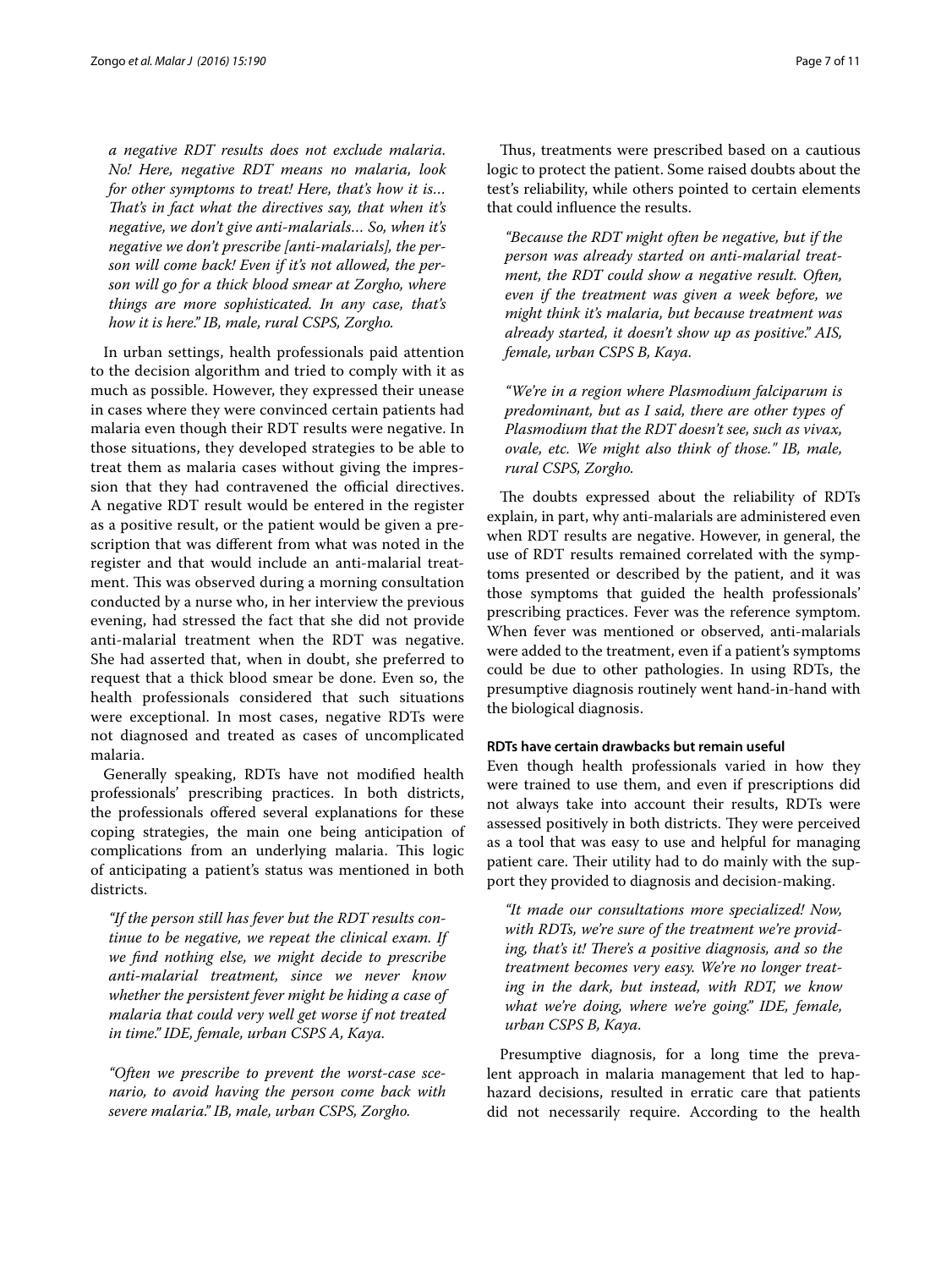*a negative RDT results does not exclude malaria. No! Here, negative RDT means no malaria, look for other symptoms to treat! Here, that's how it is... That's in fact what the directives say, that when it's negative, we don't give anti-malarials... So, when it's negative we don't prescribe [anti-malarials], the person will come back! Even if it's not allowed, the person will go for a thick blood smear at Zorgho, where things are more sophisticated. In any case, that's how it is here." IB, male, rural CSPS, Zorgho.*

In urban settings, health professionals paid attention to the decision algorithm and tried to comply with it as much as possible. However, they expressed their unease in cases where they were convinced certain patients had malaria even though their RDT results were negative. In those situations, they developed strategies to be able to treat them as malaria cases without giving the impression that they had contravened the official directives. A negative RDT result would be entered in the register as a positive result, or the patient would be given a prescription that was different from what was noted in the register and that would include an anti-malarial treatment. This was observed during a morning consultation conducted by a nurse who, in her interview the previous evening, had stressed the fact that she did not provide anti-malarial treatment when the RDT was negative. She had asserted that, when in doubt, she preferred to request that a thick blood smear be done. Even so, the health professionals considered that such situations were exceptional. In most cases, negative RDTs were not diagnosed and treated as cases of uncomplicated malaria.

Generally speaking, RDTs have not modified health professionals' prescribing practices. In both districts, the professionals offered several explanations for these coping strategies, the main one being anticipation of complications from an underlying malaria. This logic of anticipating a patient's status was mentioned in both districts.

*"If the person still has fever but the RDT results continue to be negative, we repeat the clinical exam. If we find nothing else, we might decide to prescribe anti-malarial treatment, since we never know whether the persistent fever might be hiding a case of malaria that could very well get worse if not treated in time." IDE, female, urban CSPS A, Kaya.*

*"Often we prescribe to prevent the worst-case scenario, to avoid having the person come back with severe malaria." IB, male, urban CSPS, Zorgho.*

Thus, treatments were prescribed based on a cautious logic to protect the patient. Some raised doubts about the test's reliability, while others pointed to certain elements that could influence the results.

*"Because the RDT might often be negative, but if the person was already started on anti-malarial treatment, the RDT could show a negative result. Often, even if the treatment was given a week before, we might think it's malaria, but because treatment was already started, it doesn't show up as positive." AIS, female, urban CSPS B, Kaya.*

*"We're in a region where Plasmodium falciparum is predominant, but as I said, there are other types of Plasmodium that the RDT doesn't see, such as vivax, ovale, etc. We might also think of those." IB, male, rural CSPS, Zorgho.*

The doubts expressed about the reliability of RDTs explain, in part, why anti-malarials are administered even when RDT results are negative. However, in general, the use of RDT results remained correlated with the symptoms presented or described by the patient, and it was those symptoms that guided the health professionals' prescribing practices. Fever was the reference symptom. When fever was mentioned or observed, anti-malarials were added to the treatment, even if a patient's symptoms could be due to other pathologies. In using RDTs, the presumptive diagnosis routinely went hand-in-hand with the biological diagnosis.

#### RDTs have certain drawbacks but remain useful

Even though health professionals varied in how they were trained to use them, and even if prescriptions did not always take into account their results, RDTs were assessed positively in both districts. They were perceived as a tool that was easy to use and helpful for managing patient care. Their utility had to do mainly with the support they provided to diagnosis and decision-making.

*"It made our consultations more specialized! Now, with RDTs, we're sure of the treatment we're providing, that's it! There's a positive diagnosis, and so the treatment becomes very easy. We're no longer treating in the dark, but instead, with RDT, we know what we're doing, where we're going." IDE, female, urban CSPS B, Kaya.*

Presumptive diagnosis, for a long time the prevalent approach in malaria management that led to haphazard decisions, resulted in erratic care that patients did not necessarily require. According to the health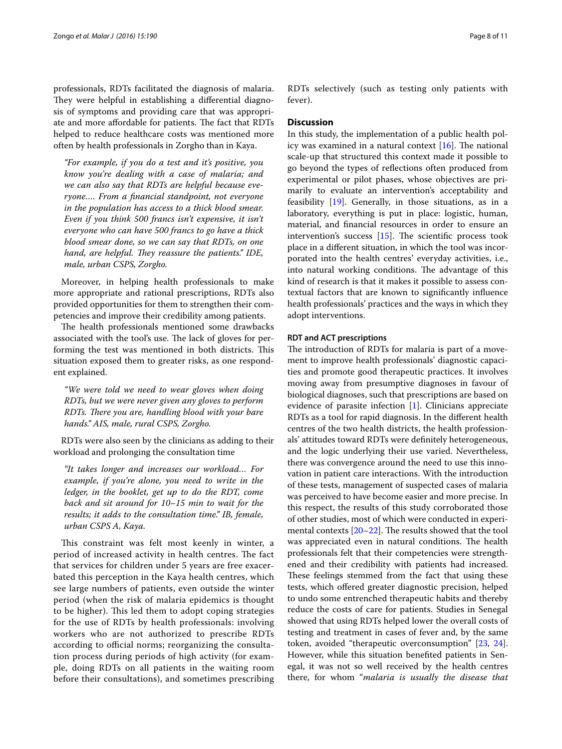professionals, RDTs facilitated the diagnosis of malaria. They were helpful in establishing a differential diagnosis of symptoms and providing care that was appropriate and more affordable for patients. The fact that RDTs helped to reduce healthcare costs was mentioned more often by health professionals in Zorgho than in Kaya.

> *"For example, if you do a test and it's positive, you know you're dealing with a case of malaria; and we can also say that RDTs are helpful because everyone…. From a financial standpoint, not everyone in the population has access to a thick blood smear. Even if you think 500 francs isn't expensive, it isn't everyone who can have 500 francs to go have a thick blood smear done, so we can say that RDTs, on one hand, are helpful. They reassure the patients." IDE, male, urban CSPS, Zorgho.*

Moreover, in helping health professionals to make more appropriate and rational prescriptions, RDTs also provided opportunities for them to strengthen their competencies and improve their credibility among patients.

The health professionals mentioned some drawbacks associated with the tool's use. The lack of gloves for performing the test was mentioned in both districts. This situation exposed them to greater risks, as one respondent explained.

> *"We were told we need to wear gloves when doing RDTs, but we were never given any gloves to perform RDTs. There you are, handling blood with your bare hands." AIS, male, rural CSPS, Zorgho.*

RDTs were also seen by the clinicians as adding to their workload and prolonging the consultation time

> *"It takes longer and increases our workload… For example, if you're alone, you need to write in the ledger, in the booklet, get up to do the RDT, come back and sit around for 10–15 min to wait for the results; it adds to the consultation time." IB, female, urban CSPS A, Kaya.*

This constraint was felt most keenly in winter, a period of increased activity in health centres. The fact that services for children under 5 years are free exacerbated this perception in the Kaya health centres, which see large numbers of patients, even outside the winter period (when the risk of malaria epidemics is thought to be higher). This led them to adopt coping strategies for the use of RDTs by health professionals: involving workers who are not authorized to prescribe RDTs according to official norms; reorganizing the consultation process during periods of high activity (for example, doing RDTs on all patients in the waiting room before their consultations), and sometimes prescribing RDTs selectively (such as testing only patients with fever).

## Discussion

In this study, the implementation of a public health policy was examined in a natural context [16]. The national scale-up that structured this context made it possible to go beyond the types of reflections often produced from experimental or pilot phases, whose objectives are primarily to evaluate an intervention's acceptability and feasibility [19]. Generally, in those situations, as in a laboratory, everything is put in place: logistic, human, material, and financial resources in order to ensure an intervention's success [15]. The scientific process took place in a different situation, in which the tool was incorporated into the health centres' everyday activities, i.e., into natural working conditions. The advantage of this kind of research is that it makes it possible to assess contextual factors that are known to significantly influence health professionals' practices and the ways in which they adopt interventions.

### RDT and ACT prescriptions

The introduction of RDTs for malaria is part of a movement to improve health professionals' diagnostic capacities and promote good therapeutic practices. It involves moving away from presumptive diagnoses in favour of biological diagnoses, such that prescriptions are based on evidence of parasite infection [1]. Clinicians appreciate RDTs as a tool for rapid diagnosis. In the different health centres of the two health districts, the health professionals' attitudes toward RDTs were definitely heterogeneous, and the logic underlying their use varied. Nevertheless, there was convergence around the need to use this innovation in patient care interactions. With the introduction of these tests, management of suspected cases of malaria was perceived to have become easier and more precise. In this respect, the results of this study corroborated those of other studies, most of which were conducted in experimental contexts [20–22]. The results showed that the tool was appreciated even in natural conditions. The health professionals felt that their competencies were strengthened and their credibility with patients had increased. These feelings stemmed from the fact that using these tests, which offered greater diagnostic precision, helped to undo some entrenched therapeutic habits and thereby reduce the costs of care for patients. Studies in Senegal showed that using RDTs helped lower the overall costs of testing and treatment in cases of fever and, by the same token, avoided "therapeutic overconsumption" [23, 24]. However, while this situation benefited patients in Senegal, it was not so well received by the health centres there, for whom "*malaria is usually the disease that*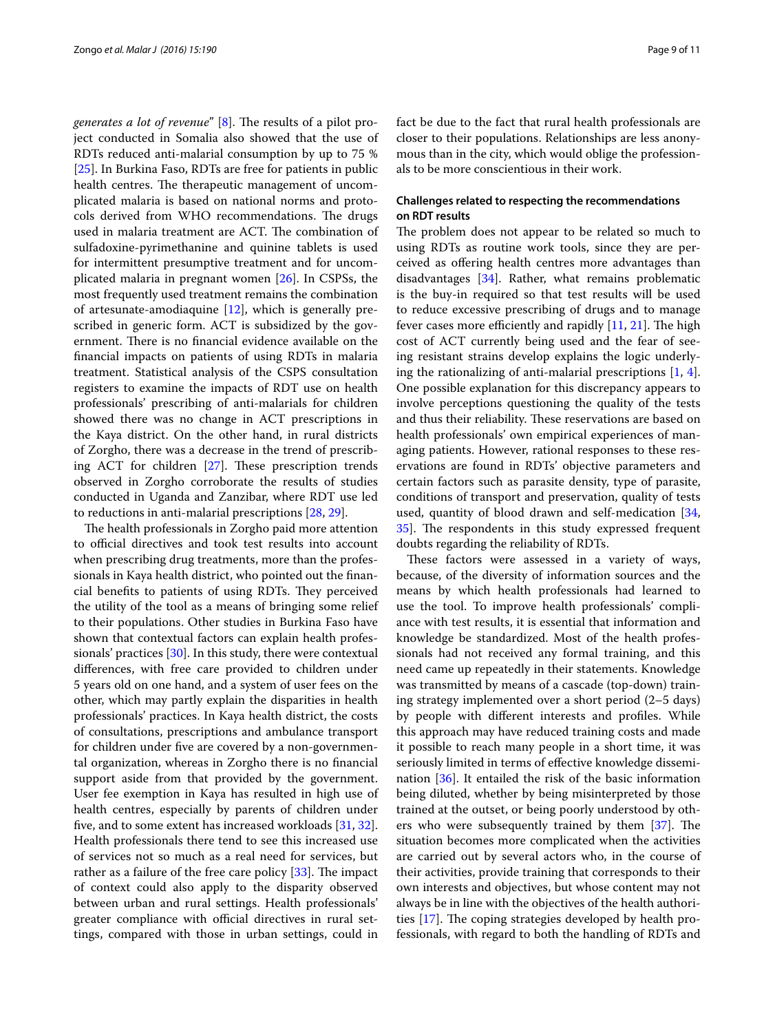*generates a lot of revenue*" [8]. The results of a pilot project conducted in Somalia also showed that the use of RDTs reduced anti-malarial consumption by up to 75 % [25]. In Burkina Faso, RDTs are free for patients in public health centres. The therapeutic management of uncomplicated malaria is based on national norms and protocols derived from WHO recommendations. The drugs used in malaria treatment are ACT. The combination of sulfadoxine-pyrimethanine and quinine tablets is used for intermittent presumptive treatment and for uncomplicated malaria in pregnant women [26]. In CSPSs, the most frequently used treatment remains the combination of artesunate-amodiaquine [12], which is generally prescribed in generic form. ACT is subsidized by the government. There is no financial evidence available on the financial impacts on patients of using RDTs in malaria treatment. Statistical analysis of the CSPS consultation registers to examine the impacts of RDT use on health professionals' prescribing of anti-malarials for children showed there was no change in ACT prescriptions in the Kaya district. On the other hand, in rural districts of Zorgho, there was a decrease in the trend of prescribing ACT for children [27]. These prescription trends observed in Zorgho corroborate the results of studies conducted in Uganda and Zanzibar, where RDT use led to reductions in anti-malarial prescriptions [28, 29].

The health professionals in Zorgho paid more attention to official directives and took test results into account when prescribing drug treatments, more than the professionals in Kaya health district, who pointed out the financial benefits to patients of using RDTs. They perceived the utility of the tool as a means of bringing some relief to their populations. Other studies in Burkina Faso have shown that contextual factors can explain health professionals' practices [30]. In this study, there were contextual differences, with free care provided to children under 5 years old on one hand, and a system of user fees on the other, which may partly explain the disparities in health professionals' practices. In Kaya health district, the costs of consultations, prescriptions and ambulance transport for children under five are covered by a non-governmental organization, whereas in Zorgho there is no financial support aside from that provided by the government. User fee exemption in Kaya has resulted in high use of health centres, especially by parents of children under five, and to some extent has increased workloads [31, 32]. Health professionals there tend to see this increased use of services not so much as a real need for services, but rather as a failure of the free care policy [33]. The impact of context could also apply to the disparity observed between urban and rural settings. Health professionals' greater compliance with official directives in rural settings, compared with those in urban settings, could in fact be due to the fact that rural health professionals are closer to their populations. Relationships are less anonymous than in the city, which would oblige the professionals to be more conscientious in their work.

### Challenges related to respecting the recommendations on RDT results

The problem does not appear to be related so much to using RDTs as routine work tools, since they are perceived as offering health centres more advantages than disadvantages [34]. Rather, what remains problematic is the buy-in required so that test results will be used to reduce excessive prescribing of drugs and to manage fever cases more efficiently and rapidly [11, 21]. The high cost of ACT currently being used and the fear of seeing resistant strains develop explains the logic underlying the rationalizing of anti-malarial prescriptions [1, 4]. One possible explanation for this discrepancy appears to involve perceptions questioning the quality of the tests and thus their reliability. These reservations are based on health professionals' own empirical experiences of managing patients. However, rational responses to these reservations are found in RDTs' objective parameters and certain factors such as parasite density, type of parasite, conditions of transport and preservation, quality of tests used, quantity of blood drawn and self-medication [34, 35]. The respondents in this study expressed frequent doubts regarding the reliability of RDTs.

These factors were assessed in a variety of ways, because, of the diversity of information sources and the means by which health professionals had learned to use the tool. To improve health professionals' compliance with test results, it is essential that information and knowledge be standardized. Most of the health professionals had not received any formal training, and this need came up repeatedly in their statements. Knowledge was transmitted by means of a cascade (top-down) training strategy implemented over a short period (2–5 days) by people with different interests and profiles. While this approach may have reduced training costs and made it possible to reach many people in a short time, it was seriously limited in terms of effective knowledge dissemination [36]. It entailed the risk of the basic information being diluted, whether by being misinterpreted by those trained at the outset, or being poorly understood by others who were subsequently trained by them [37]. The situation becomes more complicated when the activities are carried out by several actors who, in the course of their activities, provide training that corresponds to their own interests and objectives, but whose content may not always be in line with the objectives of the health authorities [17]. The coping strategies developed by health professionals, with regard to both the handling of RDTs and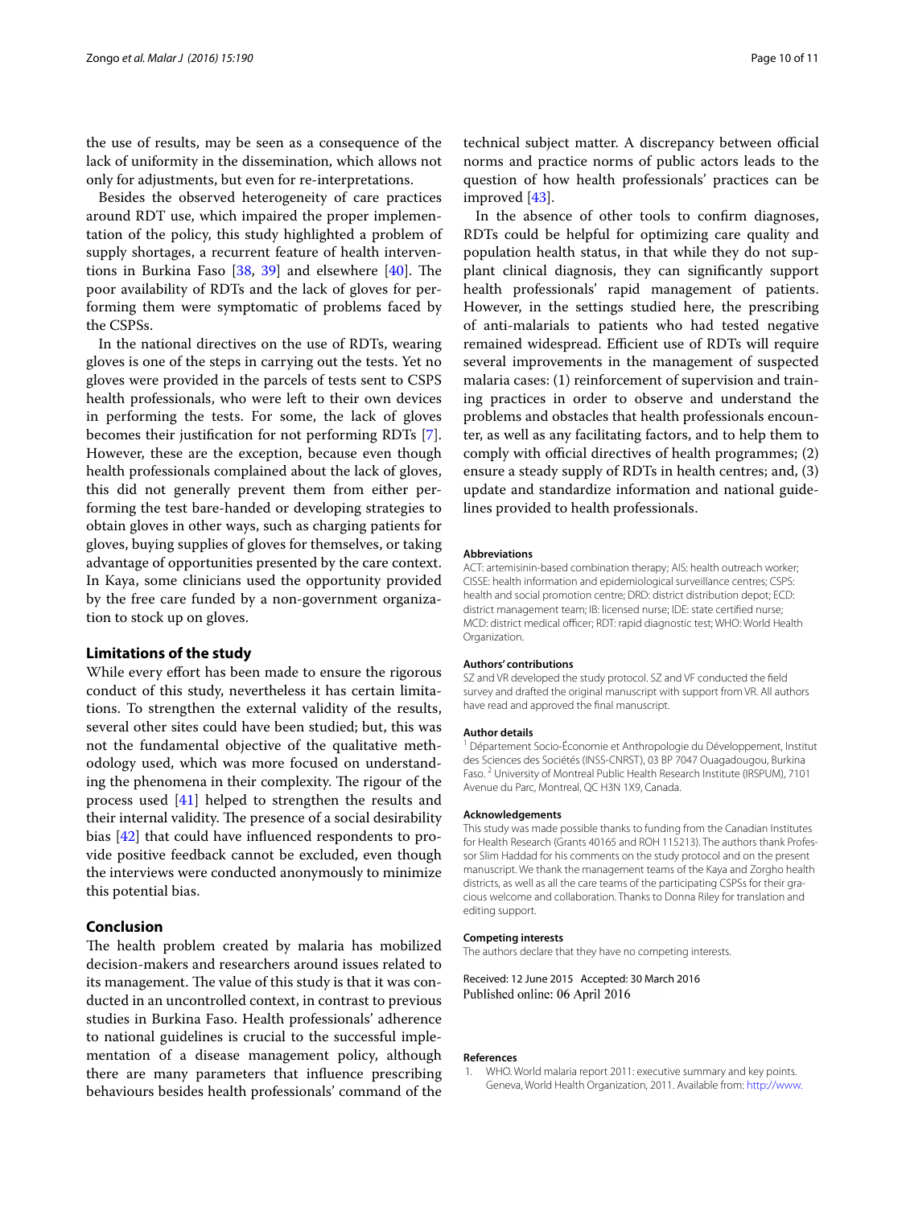the use of results, may be seen as a consequence of the lack of uniformity in the dissemination, which allows not only for adjustments, but even for re-interpretations.

Besides the observed heterogeneity of care practices around RDT use, which impaired the proper implementation of the policy, this study highlighted a problem of supply shortages, a recurrent feature of health interventions in Burkina Faso [38, 39] and elsewhere [40]. The poor availability of RDTs and the lack of gloves for performing them were symptomatic of problems faced by the CSPSs.

In the national directives on the use of RDTs, wearing gloves is one of the steps in carrying out the tests. Yet no gloves were provided in the parcels of tests sent to CSPS health professionals, who were left to their own devices in performing the tests. For some, the lack of gloves becomes their justification for not performing RDTs [7]. However, these are the exception, because even though health professionals complained about the lack of gloves, this did not generally prevent them from either performing the test bare-handed or developing strategies to obtain gloves in other ways, such as charging patients for gloves, buying supplies of gloves for themselves, or taking advantage of opportunities presented by the care context. In Kaya, some clinicians used the opportunity provided by the free care funded by a non-government organization to stock up on gloves.

## Limitations of the study

While every effort has been made to ensure the rigorous conduct of this study, nevertheless it has certain limitations. To strengthen the external validity of the results, several other sites could have been studied; but, this was not the fundamental objective of the qualitative methodology used, which was more focused on understanding the phenomena in their complexity. The rigour of the process used [41] helped to strengthen the results and their internal validity. The presence of a social desirability bias [42] that could have influenced respondents to provide positive feedback cannot be excluded, even though the interviews were conducted anonymously to minimize this potential bias.

## Conclusion

The health problem created by malaria has mobilized decision-makers and researchers around issues related to its management. The value of this study is that it was conducted in an uncontrolled context, in contrast to previous studies in Burkina Faso. Health professionals' adherence to national guidelines is crucial to the successful implementation of a disease management policy, although there are many parameters that influence prescribing behaviours besides health professionals' command of the technical subject matter. A discrepancy between official norms and practice norms of public actors leads to the question of how health professionals' practices can be improved [43].

In the absence of other tools to confirm diagnoses, RDTs could be helpful for optimizing care quality and population health status, in that while they do not supplant clinical diagnosis, they can significantly support health professionals' rapid management of patients. However, in the settings studied here, the prescribing of anti-malarials to patients who had tested negative remained widespread. Efficient use of RDTs will require several improvements in the management of suspected malaria cases: (1) reinforcement of supervision and training practices in order to observe and understand the problems and obstacles that health professionals encounter, as well as any facilitating factors, and to help them to comply with official directives of health programmes; (2) ensure a steady supply of RDTs in health centres; and, (3) update and standardize information and national guidelines provided to health professionals.

#### Abbreviations

ACT: artemisinin-based combination therapy; AIS: health outreach worker; CISSE: health information and epidemiological surveillance centres; CSPS: health and social promotion centre; DRD: district distribution depot; ECD: district management team; IB: licensed nurse; IDE: state certified nurse; MCD: district medical officer; RDT: rapid diagnostic test; WHO: World Health Organization.

#### Authors' contributions

SZ and VR developed the study protocol. SZ and VF conducted the field survey and drafted the original manuscript with support from VR. All authors have read and approved the final manuscript.

#### Author details

[1] Département Socio-Économie et Anthropologie du Développement, Institut des Sciences des Sociétés (INSS-CNRST), 03 BP 7047 Ouagadougou, Burkina Faso. [2] University of Montreal Public Health Research Institute (IRSPUM), 7101 Avenue du Parc, Montreal, QC H3N 1X9, Canada.

#### Acknowledgements

This study was made possible thanks to funding from the Canadian Institutes for Health Research (Grants 40165 and ROH 115213). The authors thank Professor Slim Haddad for his comments on the study protocol and on the present manuscript. We thank the management teams of the Kaya and Zorgho health districts, as well as all the care teams of the participating CSPSs for their gracious welcome and collaboration. Thanks to Donna Riley for translation and editing support.

#### Competing interests

The authors declare that they have no competing interests.

Received: 12 June 2015 Accepted: 30 March 2016
Published online: 06 April 2016

#### References

1. WHO. World malaria report 2011: executive summary and key points. Geneva, World Health Organization, 2011. Available from: http://www.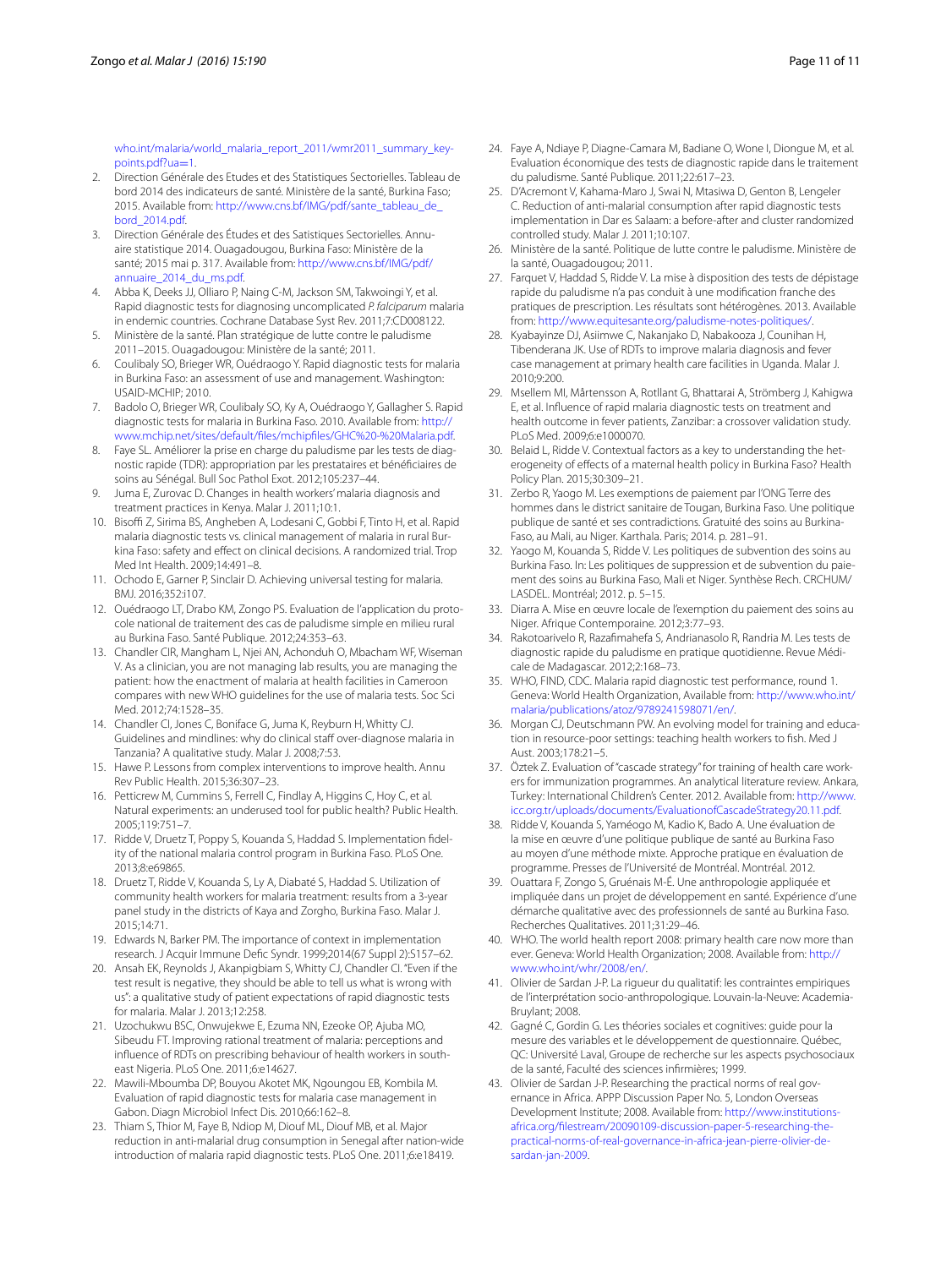who.int/malaria/world_malaria_report_2011/wmr2011_summary_keypoints.pdf?ua=1.

2. Direction Générale des Etudes et des Statistiques Sectorielles. Tableau de bord 2014 des indicateurs de santé. Ministère de la santé, Burkina Faso; 2015. Available from: http://www.cns.bf/IMG/pdf/sante_tableau_de_bord_2014.pdf.
3. Direction Générale des Études et des Satistiques Sectorielles. Annuaire statistique 2014. Ouagadougou, Burkina Faso: Ministère de la santé; 2015 mai p. 317. Available from: http://www.cns.bf/IMG/pdf/annuaire_2014_du_ms.pdf.
4. Abba K, Deeks JJ, Olliaro P, Naing C-M, Jackson SM, Takwoingi Y, et al. Rapid diagnostic tests for diagnosing uncomplicated *P. falciparum* malaria in endemic countries. Cochrane Database Syst Rev. 2011;7:CD008122.
5. Ministère de la santé. Plan stratégique de lutte contre le paludisme 2011–2015. Ouagadougou: Ministère de la santé; 2011.
6. Coulibaly SO, Brieger WR, Ouédraogo Y. Rapid diagnostic tests for malaria in Burkina Faso: an assessment of use and management. Washington: USAID-MCHIP; 2010.
7. Badolo O, Brieger WR, Coulibaly SO, Ky A, Ouédraogo Y, Gallagher S. Rapid diagnostic tests for malaria in Burkina Faso. 2010. Available from: http://www.mchip.net/sites/default/files/mchipfiles/GHC%20-%20Malaria.pdf.
8. Faye SL. Améliorer la prise en charge du paludisme par les tests de diagnostic rapide (TDR): appropriation par les prestataires et bénéficiaires de soins au Sénégal. Bull Soc Pathol Exot. 2012;105:237–44.
9. Juma E, Zurovac D. Changes in health workers' malaria diagnosis and treatment practices in Kenya. Malar J. 2011;10:1.
10. Bisoffi Z, Sirima BS, Angheben A, Lodesani C, Gobbi F, Tinto H, et al. Rapid malaria diagnostic tests vs. clinical management of malaria in rural Burkina Faso: safety and effect on clinical decisions. A randomized trial. Trop Med Int Health. 2009;14:491–8.
11. Ochodo E, Garner P, Sinclair D. Achieving universal testing for malaria. BMJ. 2016;352:i107.
12. Ouédraogo LT, Drabo KM, Zongo PS. Evaluation de l'application du protocole national de traitement des cas de paludisme simple en milieu rural au Burkina Faso. Santé Publique. 2012;24:353–63.
13. Chandler CIR, Mangham L, Njei AN, Achonduh O, Mbacham WF, Wiseman V. As a clinician, you are not managing lab results, you are managing the patient: how the enactment of malaria at health facilities in Cameroon compares with new WHO guidelines for the use of malaria tests. Soc Sci Med. 2012;74:1528–35.
14. Chandler CI, Jones C, Boniface G, Juma K, Reyburn H, Whitty CJ. Guidelines and mindlines: why do clinical staff over-diagnose malaria in Tanzania? A qualitative study. Malar J. 2008;7:53.
15. Hawe P. Lessons from complex interventions to improve health. Annu Rev Public Health. 2015;36:307–23.
16. Petticrew M, Cummins S, Ferrell C, Findlay A, Higgins C, Hoy C, et al. Natural experiments: an underused tool for public health? Public Health. 2005;119:751–7.
17. Ridde V, Druetz T, Poppy S, Kouanda S, Haddad S. Implementation fidelity of the national malaria control program in Burkina Faso. PLoS One. 2013;8:e69865.
18. Druetz T, Ridde V, Kouanda S, Ly A, Diabaté S, Haddad S. Utilization of community health workers for malaria treatment: results from a 3-year panel study in the districts of Kaya and Zorgho, Burkina Faso. Malar J. 2015;14:71.
19. Edwards N, Barker PM. The importance of context in implementation research. J Acquir Immune Defic Syndr. 1999;2014(67 Suppl 2):S157–62.
20. Ansah EK, Reynolds J, Akanpigbiam S, Whitty CJ, Chandler CI. "Even if the test result is negative, they should be able to tell us what is wrong with us": a qualitative study of patient expectations of rapid diagnostic tests for malaria. Malar J. 2013;12:258.
21. Uzochukwu BSC, Onwujekwe E, Ezuma NN, Ezeoke OP, Ajuba MO, Sibeudu FT. Improving rational treatment of malaria: perceptions and influence of RDTs on prescribing behaviour of health workers in southeast Nigeria. PLoS One. 2011;6:e14627.
22. Mawili-Mboumba DP, Bouyou Akotet MK, Ngoungou EB, Kombila M. Evaluation of rapid diagnostic tests for malaria case management in Gabon. Diagn Microbiol Infect Dis. 2010;66:162–8.
23. Thiam S, Thior M, Faye B, Ndiop M, Diouf ML, Diouf MB, et al. Major reduction in anti-malarial drug consumption in Senegal after nation-wide introduction of malaria rapid diagnostic tests. PLoS One. 2011;6:e18419.
24. Faye A, Ndiaye P, Diagne-Camara M, Badiane O, Wone I, Diongue M, et al. Evaluation économique des tests de diagnostic rapide dans le traitement du paludisme. Santé Publique. 2011;22:617–23.
25. D'Acremont V, Kahama-Maro J, Swai N, Mtasiwa D, Genton B, Lengeler C. Reduction of anti-malarial consumption after rapid diagnostic tests implementation in Dar es Salaam: a before-after and cluster randomized controlled study. Malar J. 2011;10:107.
26. Ministère de la santé. Politique de lutte contre le paludisme. Ministère de la santé, Ouagadougou; 2011.
27. Farquet V, Haddad S, Ridde V. La mise à disposition des tests de dépistage rapide du paludisme n'a pas conduit à une modification franche des pratiques de prescription. Les résultats sont hétérogènes. 2013. Available from: http://www.equitesante.org/paludisme-notes-politiques/.
28. Kyabayinze DJ, Asiimwe C, Nakanjako D, Nabakooza J, Counihan H, Tibenderana JK. Use of RDTs to improve malaria diagnosis and fever case management at primary health care facilities in Uganda. Malar J. 2010;9:200.
29. Msellem MI, Mårtensson A, Rotllant G, Bhattarai A, Strömberg J, Kahigwa E, et al. Influence of rapid malaria diagnostic tests on treatment and health outcome in fever patients, Zanzibar: a crossover validation study. PLoS Med. 2009;6:e1000070.
30. Belaid L, Ridde V. Contextual factors as a key to understanding the heterogeneity of effects of a maternal health policy in Burkina Faso? Health Policy Plan. 2015;30:309–21.
31. Zerbo R, Yaogo M. Les exemptions de paiement par l'ONG Terre des hommes dans le district sanitaire de Tougan, Burkina Faso. Une politique publique de santé et ses contradictions. Gratuité des soins au Burkina-Faso, au Mali, au Niger. Karthala. Paris; 2014. p. 281–91.
32. Yaogo M, Kouanda S, Ridde V. Les politiques de subvention des soins au Burkina Faso. In: Les politiques de suppression et de subvention du paiement des soins au Burkina Faso, Mali et Niger. Synthèse Rech. CRCHUM/LASDEL. Montréal; 2012. p. 5–15.
33. Diarra A. Mise en œuvre locale de l'exemption du paiement des soins au Niger. Afrique Contemporaine. 2012;3:77–93.
34. Rakotoarivelo R, Razafimahefa S, Andrianasolo R, Randria M. Les tests de diagnostic rapide du paludisme en pratique quotidienne. Revue Médicale de Madagascar. 2012;2:168–73.
35. WHO, FIND, CDC. Malaria rapid diagnostic test performance, round 1. Geneva: World Health Organization, Available from: http://www.who.int/malaria/publications/atoz/9789241598071/en/.
36. Morgan CJ, Deutschmann PW. An evolving model for training and education in resource-poor settings: teaching health workers to fish. Med J Aust. 2003;178:21–5.
37. Öztek Z. Evaluation of "cascade strategy" for training of health care workers for immunization programmes. An analytical literature review. Ankara, Turkey: International Children's Center. 2012. Available from: http://www.icc.org.tr/uploads/documents/EvaluationofCascadeStrategy20.11.pdf.
38. Ridde V, Kouanda S, Yaméogo M, Kadio K, Bado A. Une évaluation de la mise en œuvre d'une politique publique de santé au Burkina Faso au moyen d'une méthode mixte. Approche pratique en évaluation de programme. Presses de l'Université de Montréal. Montréal. 2012.
39. Ouattara F, Zongo S, Gruénais M-É. Une anthropologie appliquée et impliquée dans un projet de développement en santé. Expérience d'une démarche qualitative avec des professionnels de santé au Burkina Faso. Recherches Qualitatives. 2011;31:29–46.
40. WHO. The world health report 2008: primary health care now more than ever. Geneva: World Health Organization; 2008. Available from: http://www.who.int/whr/2008/en/.
41. Olivier de Sardan J-P. La rigueur du qualitatif: les contraintes empiriques de l'interprétation socio-anthropologique. Louvain-la-Neuve: Academia-Bruylant; 2008.
42. Gagné C, Gordin G. Les théories sociales et cognitives: guide pour la mesure des variables et le développement de questionnaire. Québec, QC: Université Laval, Groupe de recherche sur les aspects psychosociaux de la santé, Faculté des sciences infirmières; 1999.
43. Olivier de Sardan J-P. Researching the practical norms of real governance in Africa. APPP Discussion Paper No. 5, London Overseas Development Institute; 2008. Available from: http://www.institutions-africa.org/filestream/20090109-discussion-paper-5-researching-the-practical-norms-of-real-governance-in-africa-jean-pierre-olivier-de-sardan-jan-2009.